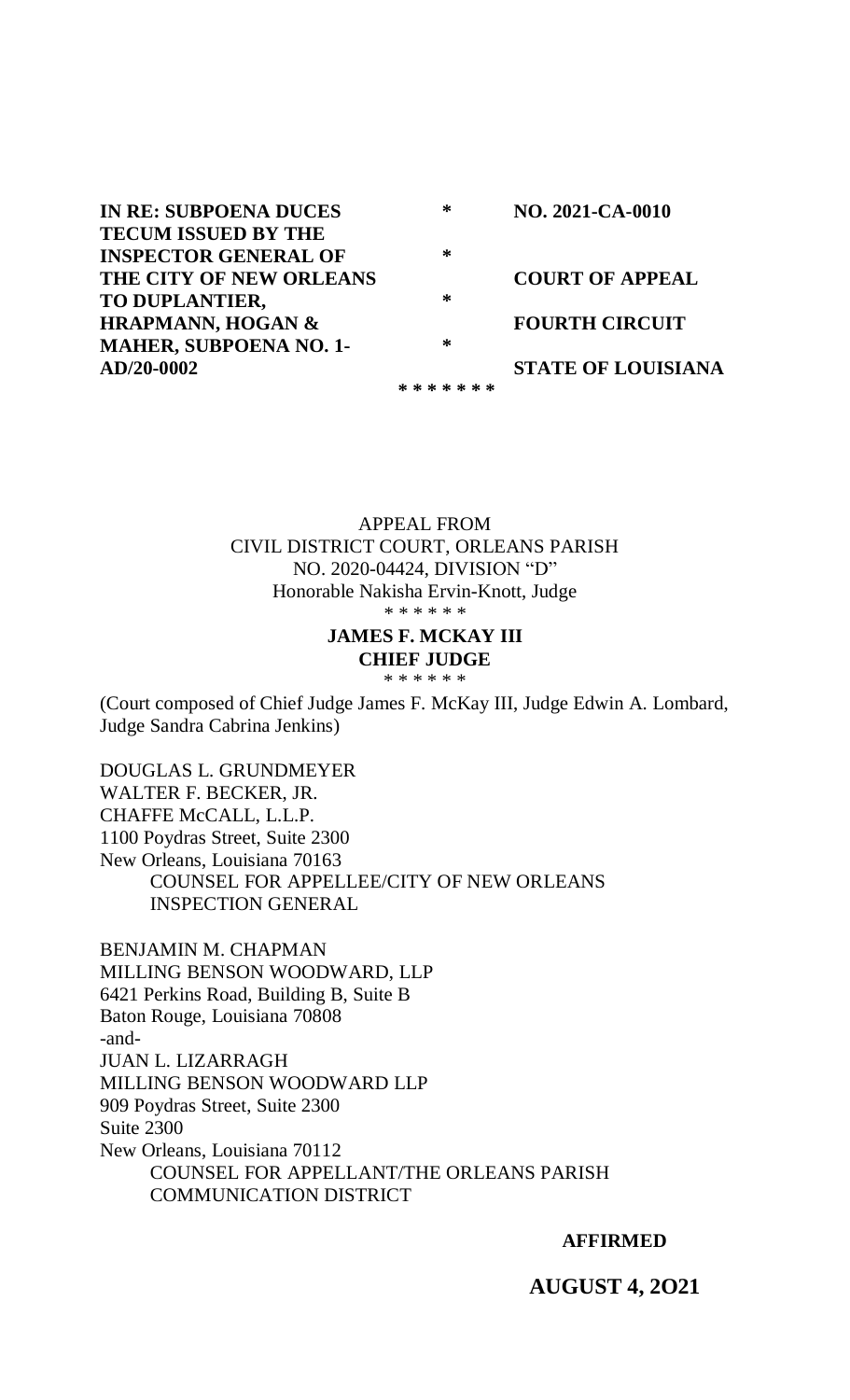| | | |
|---|---|---|
| **IN RE: SUBPOENA DUCES TECUM ISSUED BY THE INSPECTOR GENERAL OF THE CITY OF NEW ORLEANS TO DUPLANTIER, HRAPMANN, HOGAN & MAHER, SUBPOENA NO. 1-AD/20-0002** | * * * * | **NO. 2021-CA-0010** **COURT OF APPEAL** **FOURTH CIRCUIT** **STATE OF LOUISIANA** |

**\* \* \* \* \* \* \***

APPEAL FROM
CIVIL DISTRICT COURT, ORLEANS PARISH
NO. 2020-04424, DIVISION "D"
Honorable Nakisha Ervin-Knott, Judge
\* \* \* \* \* \*

**JAMES F. MCKAY III**
**CHIEF JUDGE**
\* \* \* \* \* \*

(Court composed of Chief Judge James F. McKay III, Judge Edwin A. Lombard, Judge Sandra Cabrina Jenkins)

DOUGLAS L. GRUNDMEYER
WALTER F. BECKER, JR.
CHAFFE McCALL, L.L.P.
1100 Poydras Street, Suite 2300
New Orleans, Louisiana 70163
COUNSEL FOR APPELLEE/CITY OF NEW ORLEANS INSPECTION GENERAL

BENJAMIN M. CHAPMAN
MILLING BENSON WOODWARD, LLP
6421 Perkins Road, Building B, Suite B
Baton Rouge, Louisiana 70808
-and-
JUAN L. LIZARRAGH
MILLING BENSON WOODWARD LLP
909 Poydras Street, Suite 2300
Suite 2300
New Orleans, Louisiana 70112
COUNSEL FOR APPELLANT/THE ORLEANS PARISH COMMUNICATION DISTRICT

**AFFIRMED**

**AUGUST 4, 2O21**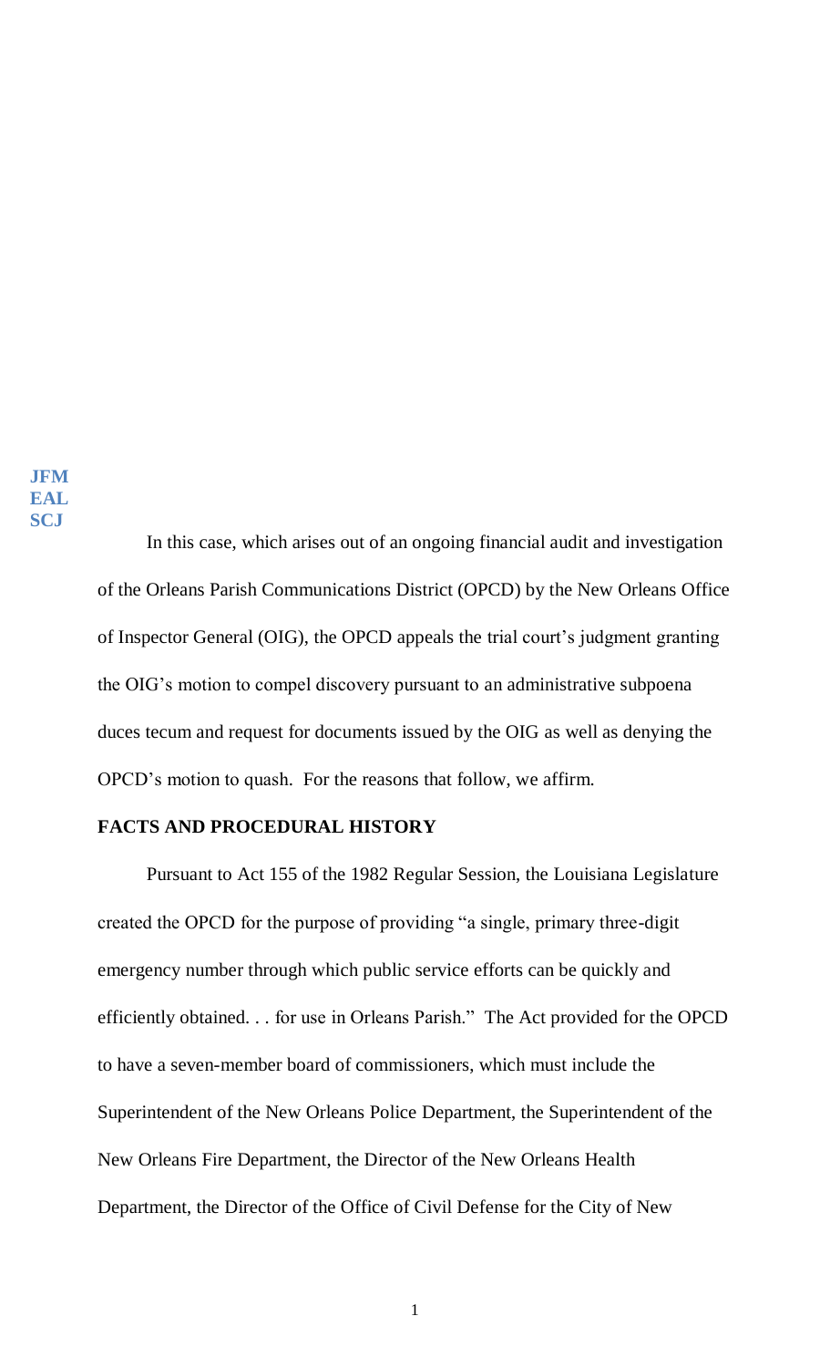JFM
EAL
SCJ

In this case, which arises out of an ongoing financial audit and investigation of the Orleans Parish Communications District (OPCD) by the New Orleans Office of Inspector General (OIG), the OPCD appeals the trial court's judgment granting the OIG's motion to compel discovery pursuant to an administrative subpoena duces tecum and request for documents issued by the OIG as well as denying the OPCD's motion to quash. For the reasons that follow, we affirm.

**FACTS AND PROCEDURAL HISTORY**

Pursuant to Act 155 of the 1982 Regular Session, the Louisiana Legislature created the OPCD for the purpose of providing "a single, primary three-digit emergency number through which public service efforts can be quickly and efficiently obtained. . . for use in Orleans Parish." The Act provided for the OPCD to have a seven-member board of commissioners, which must include the Superintendent of the New Orleans Police Department, the Superintendent of the New Orleans Fire Department, the Director of the New Orleans Health Department, the Director of the Office of Civil Defense for the City of New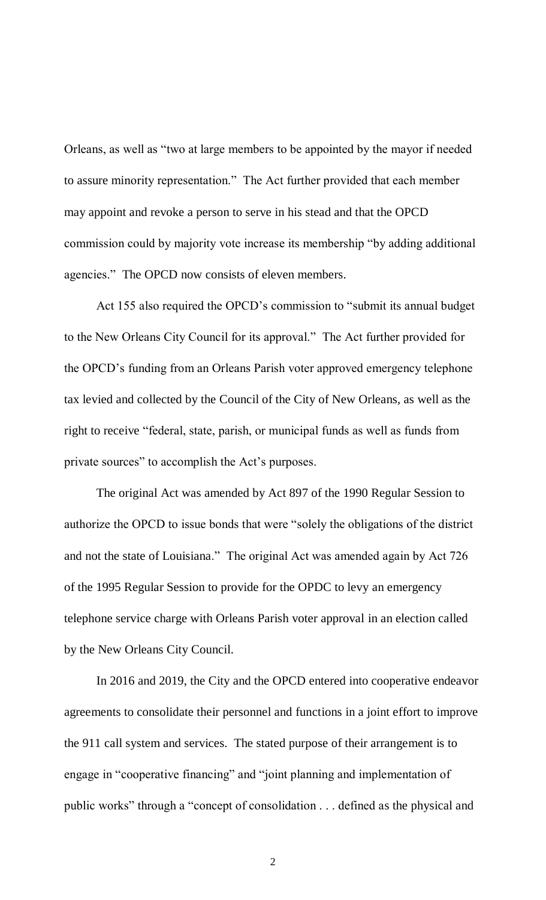Orleans, as well as "two at large members to be appointed by the mayor if needed to assure minority representation." The Act further provided that each member may appoint and revoke a person to serve in his stead and that the OPCD commission could by majority vote increase its membership "by adding additional agencies." The OPCD now consists of eleven members.

Act 155 also required the OPCD's commission to "submit its annual budget to the New Orleans City Council for its approval." The Act further provided for the OPCD's funding from an Orleans Parish voter approved emergency telephone tax levied and collected by the Council of the City of New Orleans, as well as the right to receive "federal, state, parish, or municipal funds as well as funds from private sources" to accomplish the Act's purposes.

The original Act was amended by Act 897 of the 1990 Regular Session to authorize the OPCD to issue bonds that were "solely the obligations of the district and not the state of Louisiana." The original Act was amended again by Act 726 of the 1995 Regular Session to provide for the OPDC to levy an emergency telephone service charge with Orleans Parish voter approval in an election called by the New Orleans City Council.

In 2016 and 2019, the City and the OPCD entered into cooperative endeavor agreements to consolidate their personnel and functions in a joint effort to improve the 911 call system and services. The stated purpose of their arrangement is to engage in "cooperative financing" and "joint planning and implementation of public works" through a "concept of consolidation . . . defined as the physical and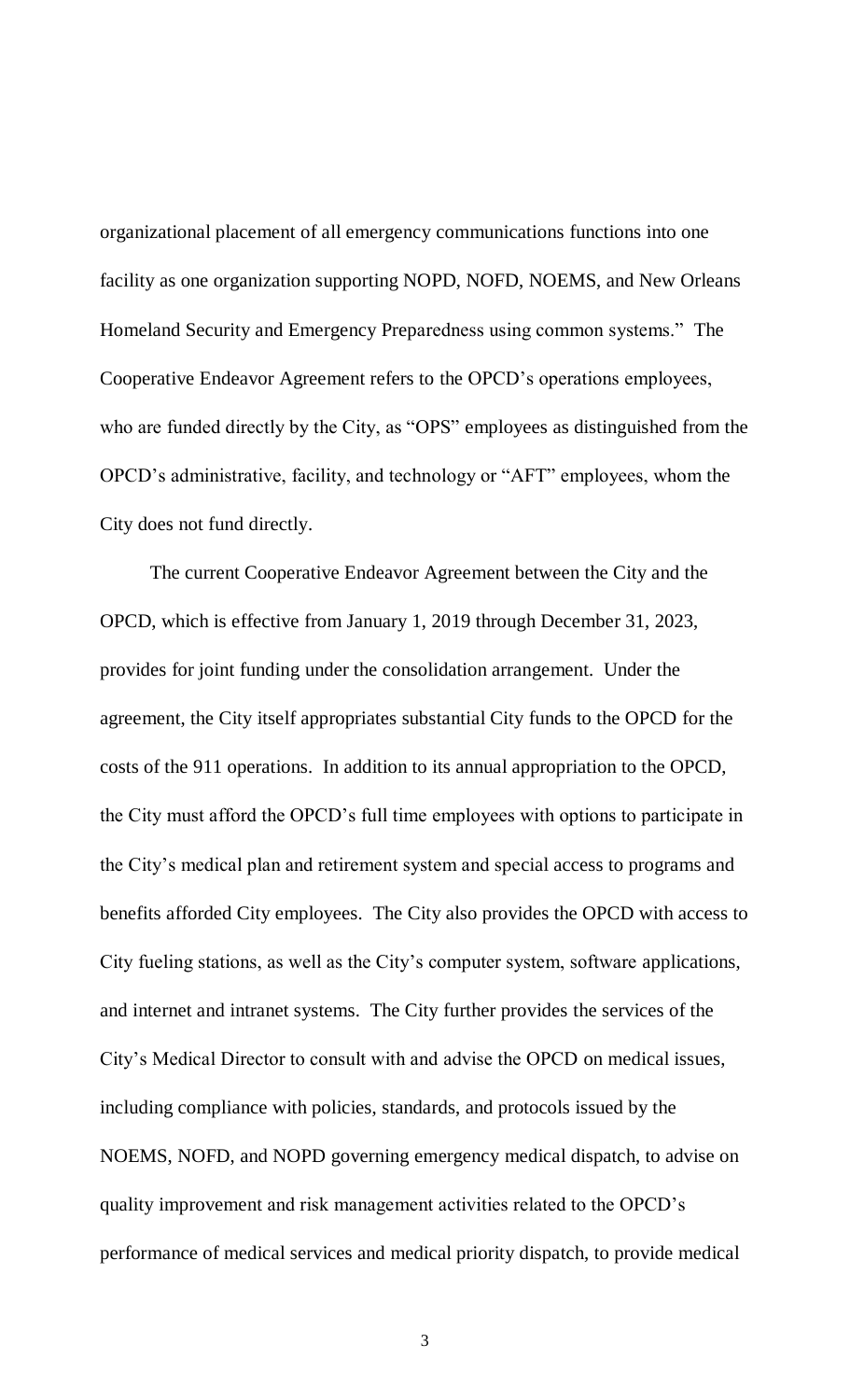organizational placement of all emergency communications functions into one facility as one organization supporting NOPD, NOFD, NOEMS, and New Orleans Homeland Security and Emergency Preparedness using common systems." The Cooperative Endeavor Agreement refers to the OPCD's operations employees, who are funded directly by the City, as "OPS" employees as distinguished from the OPCD's administrative, facility, and technology or "AFT" employees, whom the City does not fund directly.

The current Cooperative Endeavor Agreement between the City and the OPCD, which is effective from January 1, 2019 through December 31, 2023, provides for joint funding under the consolidation arrangement. Under the agreement, the City itself appropriates substantial City funds to the OPCD for the costs of the 911 operations. In addition to its annual appropriation to the OPCD, the City must afford the OPCD's full time employees with options to participate in the City's medical plan and retirement system and special access to programs and benefits afforded City employees. The City also provides the OPCD with access to City fueling stations, as well as the City's computer system, software applications, and internet and intranet systems. The City further provides the services of the City's Medical Director to consult with and advise the OPCD on medical issues, including compliance with policies, standards, and protocols issued by the NOEMS, NOFD, and NOPD governing emergency medical dispatch, to advise on quality improvement and risk management activities related to the OPCD's performance of medical services and medical priority dispatch, to provide medical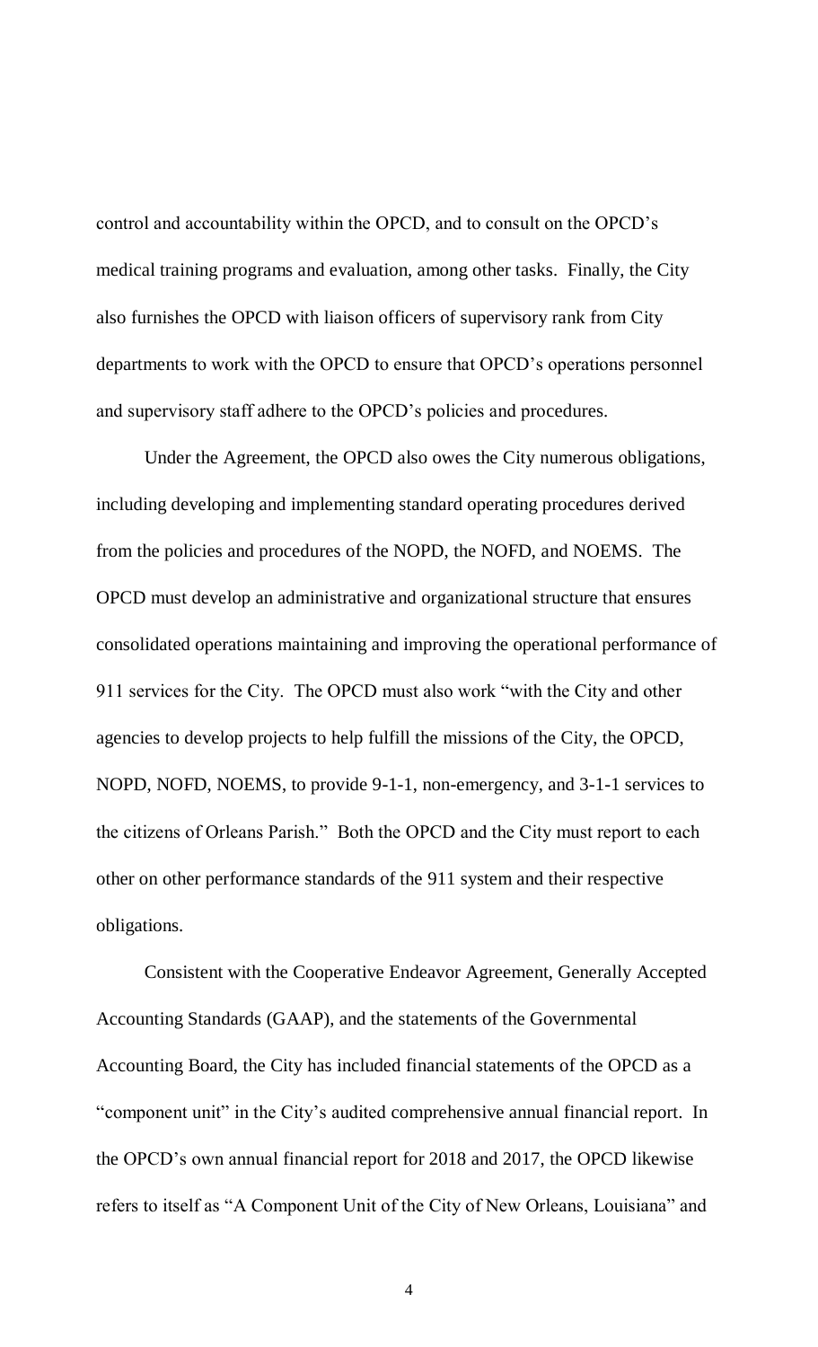control and accountability within the OPCD, and to consult on the OPCD's medical training programs and evaluation, among other tasks. Finally, the City also furnishes the OPCD with liaison officers of supervisory rank from City departments to work with the OPCD to ensure that OPCD's operations personnel and supervisory staff adhere to the OPCD's policies and procedures.

Under the Agreement, the OPCD also owes the City numerous obligations, including developing and implementing standard operating procedures derived from the policies and procedures of the NOPD, the NOFD, and NOEMS. The OPCD must develop an administrative and organizational structure that ensures consolidated operations maintaining and improving the operational performance of 911 services for the City. The OPCD must also work "with the City and other agencies to develop projects to help fulfill the missions of the City, the OPCD, NOPD, NOFD, NOEMS, to provide 9-1-1, non-emergency, and 3-1-1 services to the citizens of Orleans Parish." Both the OPCD and the City must report to each other on other performance standards of the 911 system and their respective obligations.

Consistent with the Cooperative Endeavor Agreement, Generally Accepted Accounting Standards (GAAP), and the statements of the Governmental Accounting Board, the City has included financial statements of the OPCD as a "component unit" in the City's audited comprehensive annual financial report. In the OPCD's own annual financial report for 2018 and 2017, the OPCD likewise refers to itself as "A Component Unit of the City of New Orleans, Louisiana" and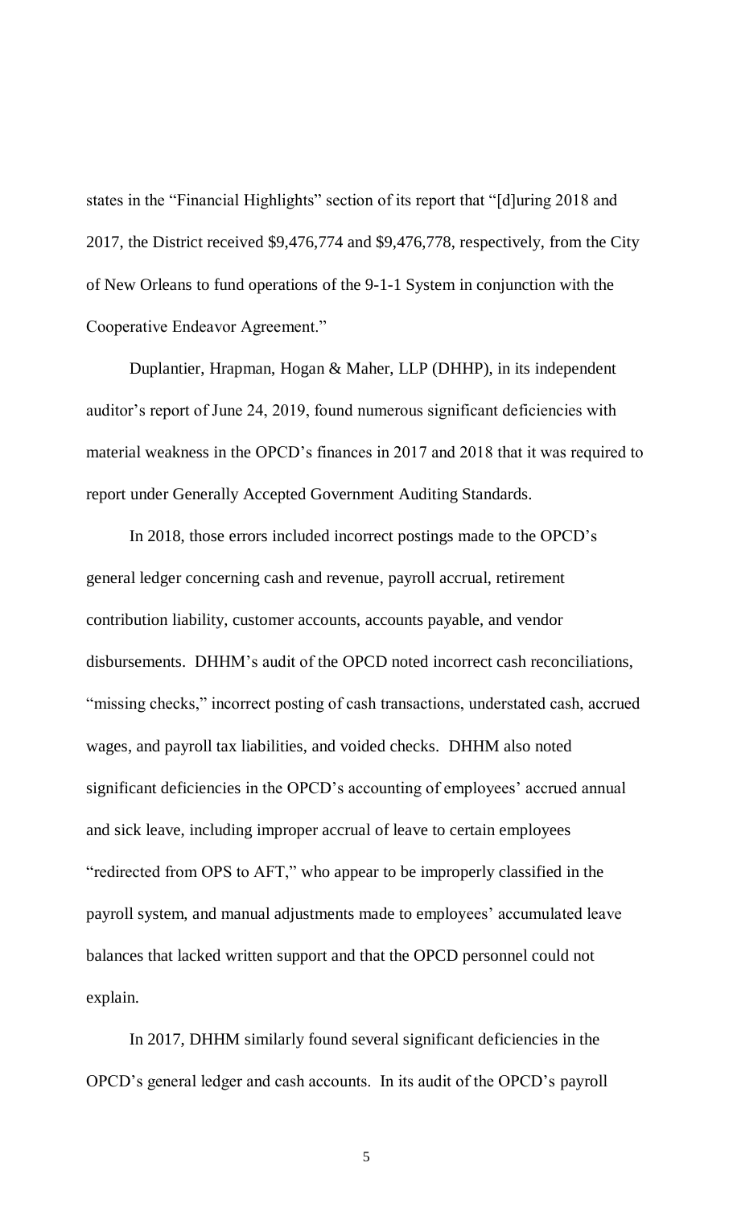states in the "Financial Highlights" section of its report that "[d]uring 2018 and 2017, the District received $9,476,774 and $9,476,778, respectively, from the City of New Orleans to fund operations of the 9-1-1 System in conjunction with the Cooperative Endeavor Agreement."

Duplantier, Hrapman, Hogan & Maher, LLP (DHHP), in its independent auditor's report of June 24, 2019, found numerous significant deficiencies with material weakness in the OPCD's finances in 2017 and 2018 that it was required to report under Generally Accepted Government Auditing Standards.

In 2018, those errors included incorrect postings made to the OPCD's general ledger concerning cash and revenue, payroll accrual, retirement contribution liability, customer accounts, accounts payable, and vendor disbursements. DHHM's audit of the OPCD noted incorrect cash reconciliations, "missing checks," incorrect posting of cash transactions, understated cash, accrued wages, and payroll tax liabilities, and voided checks. DHHM also noted significant deficiencies in the OPCD's accounting of employees' accrued annual and sick leave, including improper accrual of leave to certain employees "redirected from OPS to AFT," who appear to be improperly classified in the payroll system, and manual adjustments made to employees' accumulated leave balances that lacked written support and that the OPCD personnel could not explain.

In 2017, DHHM similarly found several significant deficiencies in the OPCD's general ledger and cash accounts. In its audit of the OPCD's payroll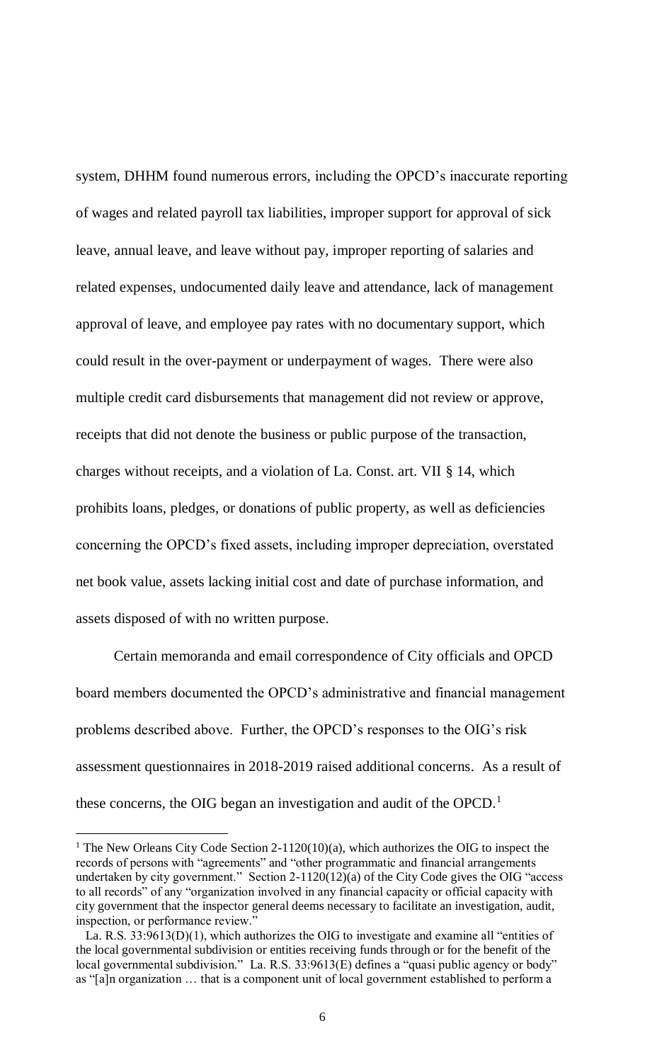system, DHHM found numerous errors, including the OPCD's inaccurate reporting of wages and related payroll tax liabilities, improper support for approval of sick leave, annual leave, and leave without pay, improper reporting of salaries and related expenses, undocumented daily leave and attendance, lack of management approval of leave, and employee pay rates with no documentary support, which could result in the over-payment or underpayment of wages. There were also multiple credit card disbursements that management did not review or approve, receipts that did not denote the business or public purpose of the transaction, charges without receipts, and a violation of La. Const. art. VII § 14, which prohibits loans, pledges, or donations of public property, as well as deficiencies concerning the OPCD's fixed assets, including improper depreciation, overstated net book value, assets lacking initial cost and date of purchase information, and assets disposed of with no written purpose.

Certain memoranda and email correspondence of City officials and OPCD board members documented the OPCD's administrative and financial management problems described above. Further, the OPCD's responses to the OIG's risk assessment questionnaires in 2018-2019 raised additional concerns. As a result of these concerns, the OIG began an investigation and audit of the OPCD.[1]

---

[1] The New Orleans City Code Section 2-1120(10)(a), which authorizes the OIG to inspect the records of persons with "agreements" and "other programmatic and financial arrangements undertaken by city government." Section 2-1120(12)(a) of the City Code gives the OIG "access to all records" of any "organization involved in any financial capacity or official capacity with city government that the inspector general deems necessary to facilitate an investigation, audit, inspection, or performance review."

La. R.S. 33:9613(D)(1), which authorizes the OIG to investigate and examine all "entities of the local governmental subdivision or entities receiving funds through or for the benefit of the local governmental subdivision." La. R.S. 33:9613(E) defines a "quasi public agency or body" as "[a]n organization … that is a component unit of local government established to perform a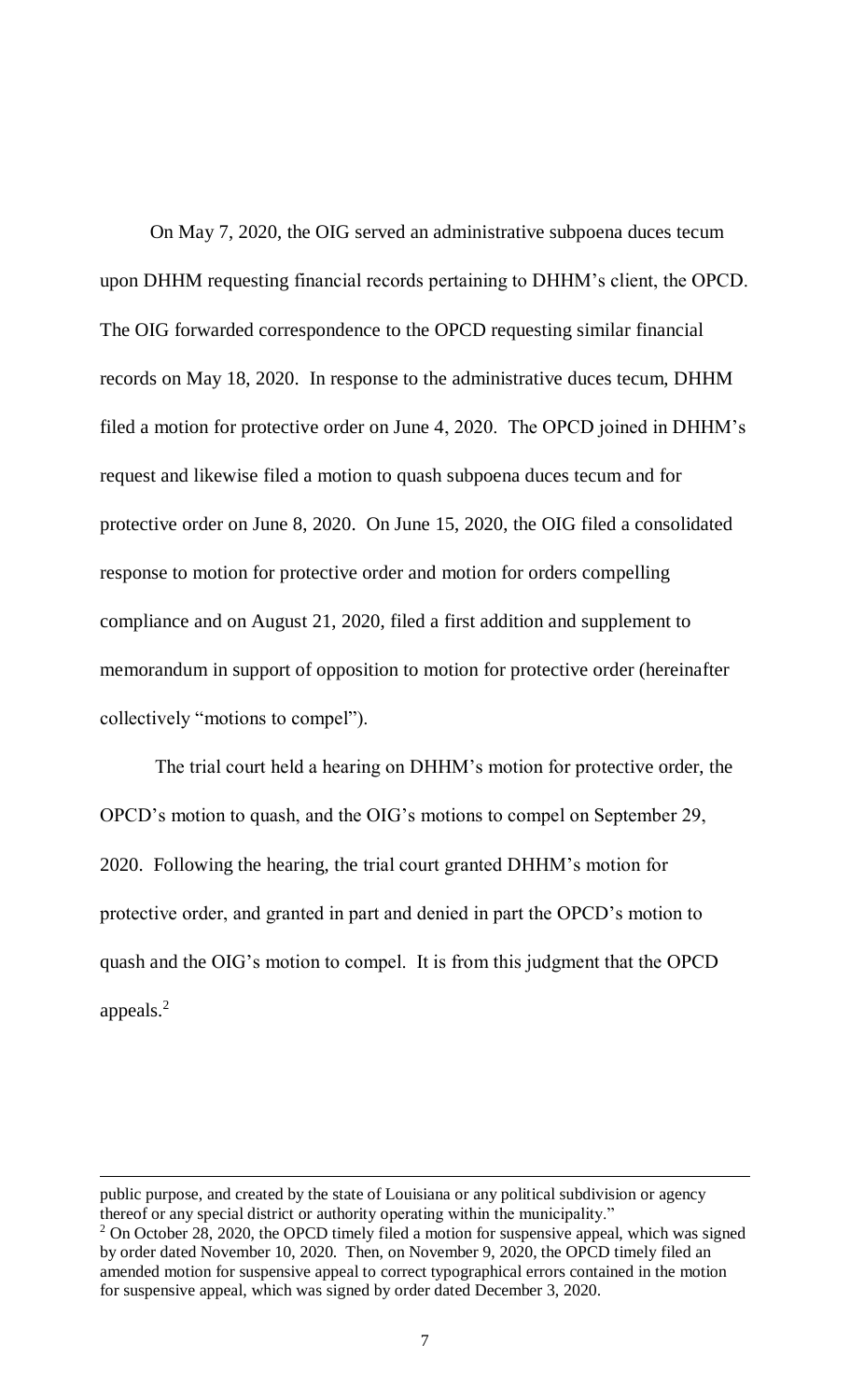On May 7, 2020, the OIG served an administrative subpoena duces tecum upon DHHM requesting financial records pertaining to DHHM's client, the OPCD. The OIG forwarded correspondence to the OPCD requesting similar financial records on May 18, 2020. In response to the administrative duces tecum, DHHM filed a motion for protective order on June 4, 2020. The OPCD joined in DHHM's request and likewise filed a motion to quash subpoena duces tecum and for protective order on June 8, 2020. On June 15, 2020, the OIG filed a consolidated response to motion for protective order and motion for orders compelling compliance and on August 21, 2020, filed a first addition and supplement to memorandum in support of opposition to motion for protective order (hereinafter collectively "motions to compel").

The trial court held a hearing on DHHM's motion for protective order, the OPCD's motion to quash, and the OIG's motions to compel on September 29, 2020. Following the hearing, the trial court granted DHHM's motion for protective order, and granted in part and denied in part the OPCD's motion to quash and the OIG's motion to compel. It is from this judgment that the OPCD appeals.[2]

---

public purpose, and created by the state of Louisiana or any political subdivision or agency thereof or any special district or authority operating within the municipality."

[2] On October 28, 2020, the OPCD timely filed a motion for suspensive appeal, which was signed by order dated November 10, 2020. Then, on November 9, 2020, the OPCD timely filed an amended motion for suspensive appeal to correct typographical errors contained in the motion for suspensive appeal, which was signed by order dated December 3, 2020.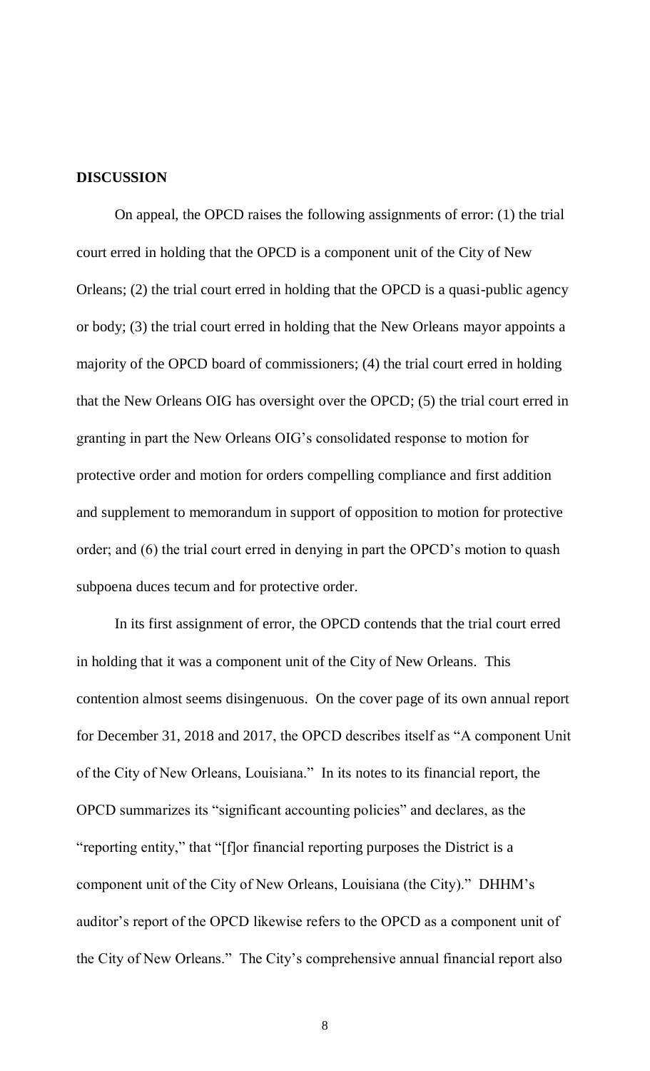## DISCUSSION

On appeal, the OPCD raises the following assignments of error: (1) the trial court erred in holding that the OPCD is a component unit of the City of New Orleans; (2) the trial court erred in holding that the OPCD is a quasi-public agency or body; (3) the trial court erred in holding that the New Orleans mayor appoints a majority of the OPCD board of commissioners; (4) the trial court erred in holding that the New Orleans OIG has oversight over the OPCD; (5) the trial court erred in granting in part the New Orleans OIG's consolidated response to motion for protective order and motion for orders compelling compliance and first addition and supplement to memorandum in support of opposition to motion for protective order; and (6) the trial court erred in denying in part the OPCD's motion to quash subpoena duces tecum and for protective order.

In its first assignment of error, the OPCD contends that the trial court erred in holding that it was a component unit of the City of New Orleans. This contention almost seems disingenuous. On the cover page of its own annual report for December 31, 2018 and 2017, the OPCD describes itself as "A component Unit of the City of New Orleans, Louisiana." In its notes to its financial report, the OPCD summarizes its "significant accounting policies" and declares, as the "reporting entity," that "[f]or financial reporting purposes the District is a component unit of the City of New Orleans, Louisiana (the City)." DHHM's auditor's report of the OPCD likewise refers to the OPCD as a component unit of the City of New Orleans." The City's comprehensive annual financial report also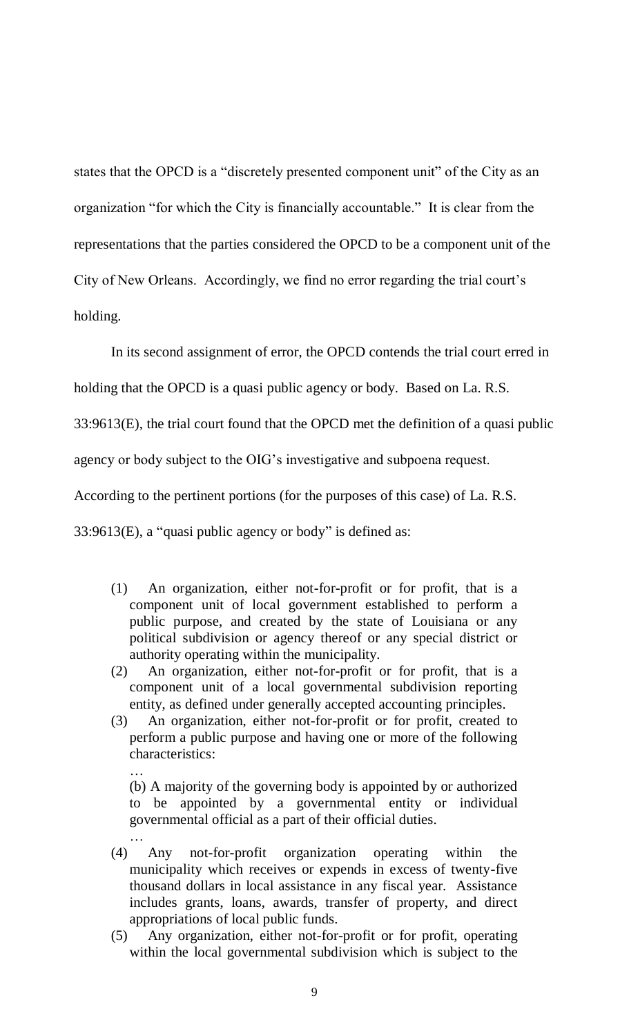states that the OPCD is a "discretely presented component unit" of the City as an organization "for which the City is financially accountable." It is clear from the representations that the parties considered the OPCD to be a component unit of the City of New Orleans. Accordingly, we find no error regarding the trial court's holding.

In its second assignment of error, the OPCD contends the trial court erred in holding that the OPCD is a quasi public agency or body. Based on La. R.S. 33:9613(E), the trial court found that the OPCD met the definition of a quasi public agency or body subject to the OIG's investigative and subpoena request. According to the pertinent portions (for the purposes of this case) of La. R.S. 33:9613(E), a "quasi public agency or body" is defined as:

> (1) An organization, either not-for-profit or for profit, that is a component unit of local government established to perform a public purpose, and created by the state of Louisiana or any political subdivision or agency thereof or any special district or authority operating within the municipality.
>
> (2) An organization, either not-for-profit or for profit, that is a component unit of a local governmental subdivision reporting entity, as defined under generally accepted accounting principles.
>
> (3) An organization, either not-for-profit or for profit, created to perform a public purpose and having one or more of the following characteristics:
>
> …
>
> (b) A majority of the governing body is appointed by or authorized to be appointed by a governmental entity or individual governmental official as a part of their official duties.
>
> …
>
> (4) Any not-for-profit organization operating within the municipality which receives or expends in excess of twenty-five thousand dollars in local assistance in any fiscal year. Assistance includes grants, loans, awards, transfer of property, and direct appropriations of local public funds.
>
> (5) Any organization, either not-for-profit or for profit, operating within the local governmental subdivision which is subject to the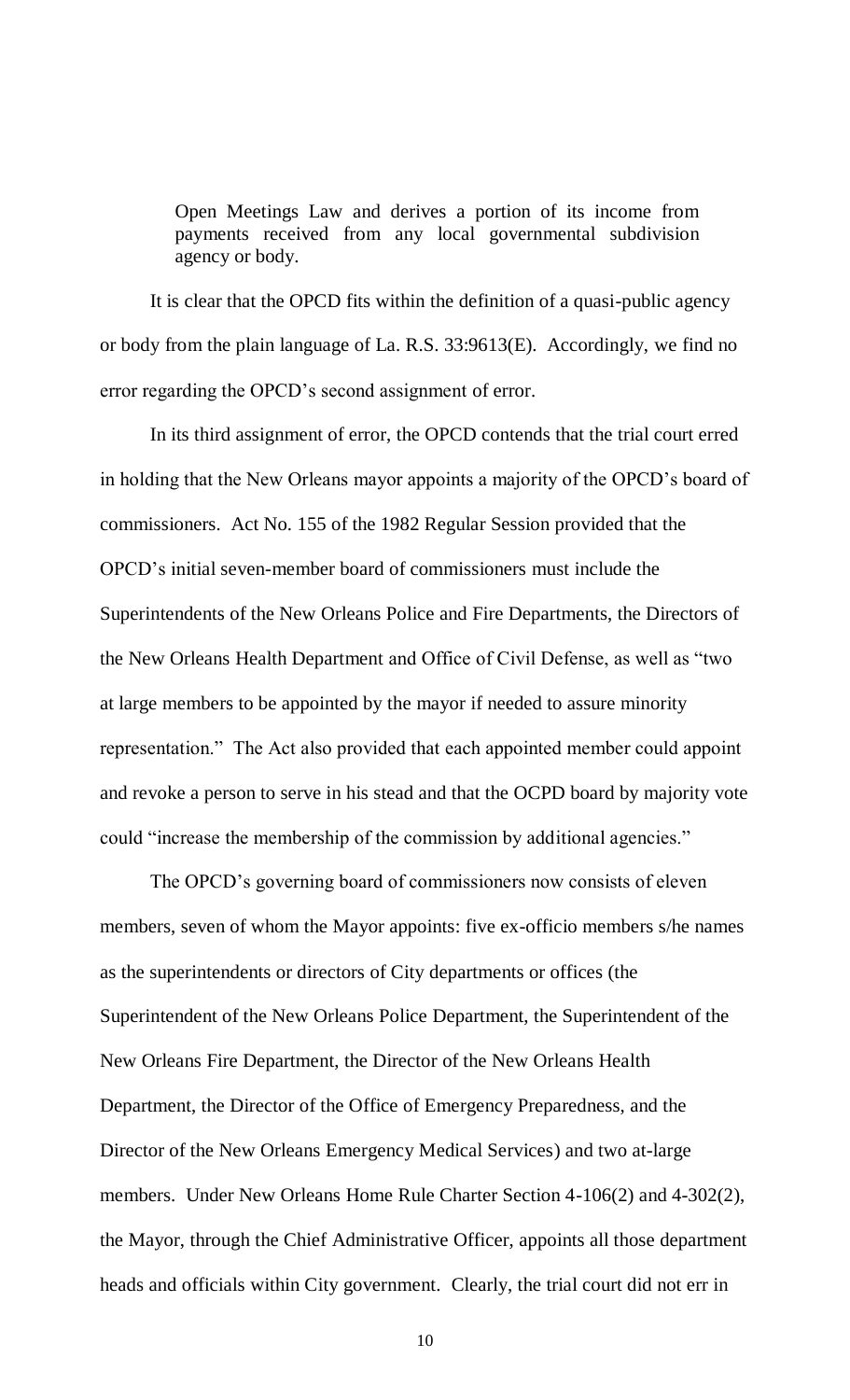> Open Meetings Law and derives a portion of its income from payments received from any local governmental subdivision agency or body.

It is clear that the OPCD fits within the definition of a quasi-public agency or body from the plain language of La. R.S. 33:9613(E). Accordingly, we find no error regarding the OPCD's second assignment of error.

In its third assignment of error, the OPCD contends that the trial court erred in holding that the New Orleans mayor appoints a majority of the OPCD's board of commissioners. Act No. 155 of the 1982 Regular Session provided that the OPCD's initial seven-member board of commissioners must include the Superintendents of the New Orleans Police and Fire Departments, the Directors of the New Orleans Health Department and Office of Civil Defense, as well as "two at large members to be appointed by the mayor if needed to assure minority representation." The Act also provided that each appointed member could appoint and revoke a person to serve in his stead and that the OCPD board by majority vote could "increase the membership of the commission by additional agencies."

The OPCD's governing board of commissioners now consists of eleven members, seven of whom the Mayor appoints: five ex-officio members s/he names as the superintendents or directors of City departments or offices (the Superintendent of the New Orleans Police Department, the Superintendent of the New Orleans Fire Department, the Director of the New Orleans Health Department, the Director of the Office of Emergency Preparedness, and the Director of the New Orleans Emergency Medical Services) and two at-large members. Under New Orleans Home Rule Charter Section 4-106(2) and 4-302(2), the Mayor, through the Chief Administrative Officer, appoints all those department heads and officials within City government. Clearly, the trial court did not err in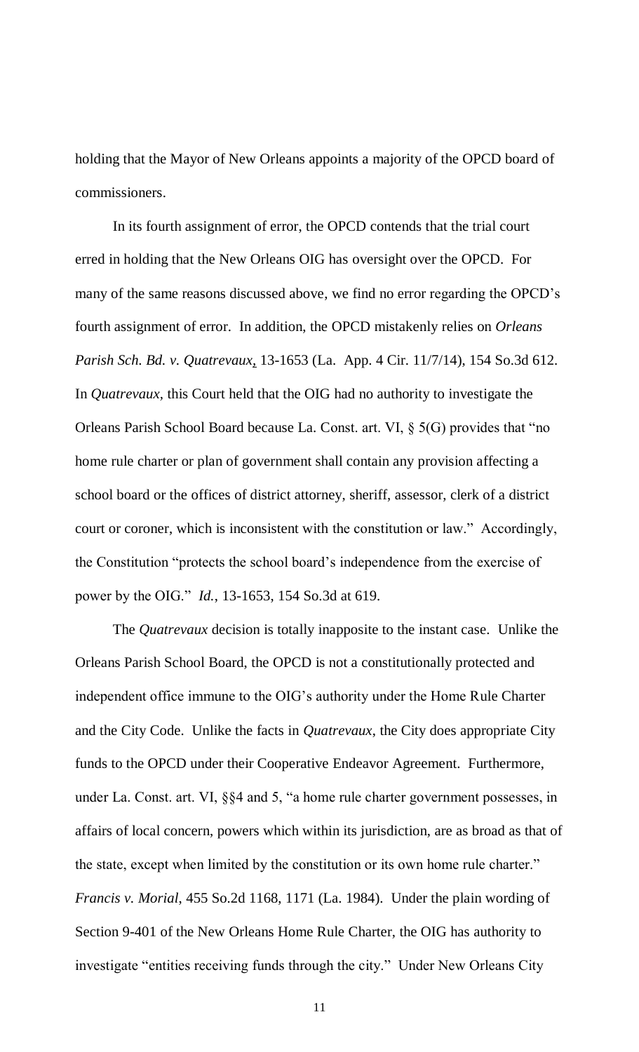holding that the Mayor of New Orleans appoints a majority of the OPCD board of commissioners.

In its fourth assignment of error, the OPCD contends that the trial court erred in holding that the New Orleans OIG has oversight over the OPCD. For many of the same reasons discussed above, we find no error regarding the OPCD's fourth assignment of error. In addition, the OPCD mistakenly relies on *Orleans Parish Sch. Bd. v. Quatrevaux*, 13-1653 (La. App. 4 Cir. 11/7/14), 154 So.3d 612. In *Quatrevaux,* this Court held that the OIG had no authority to investigate the Orleans Parish School Board because La. Const. art. VI, § 5(G) provides that "no home rule charter or plan of government shall contain any provision affecting a school board or the offices of district attorney, sheriff, assessor, clerk of a district court or coroner, which is inconsistent with the constitution or law." Accordingly, the Constitution "protects the school board's independence from the exercise of power by the OIG." *Id.*, 13-1653, 154 So.3d at 619.

The *Quatrevaux* decision is totally inapposite to the instant case. Unlike the Orleans Parish School Board, the OPCD is not a constitutionally protected and independent office immune to the OIG's authority under the Home Rule Charter and the City Code. Unlike the facts in *Quatrevaux*, the City does appropriate City funds to the OPCD under their Cooperative Endeavor Agreement. Furthermore, under La. Const. art. VI, §§4 and 5, "a home rule charter government possesses, in affairs of local concern, powers which within its jurisdiction, are as broad as that of the state, except when limited by the constitution or its own home rule charter." *Francis v. Morial*, 455 So.2d 1168, 1171 (La. 1984). Under the plain wording of Section 9-401 of the New Orleans Home Rule Charter, the OIG has authority to investigate "entities receiving funds through the city." Under New Orleans City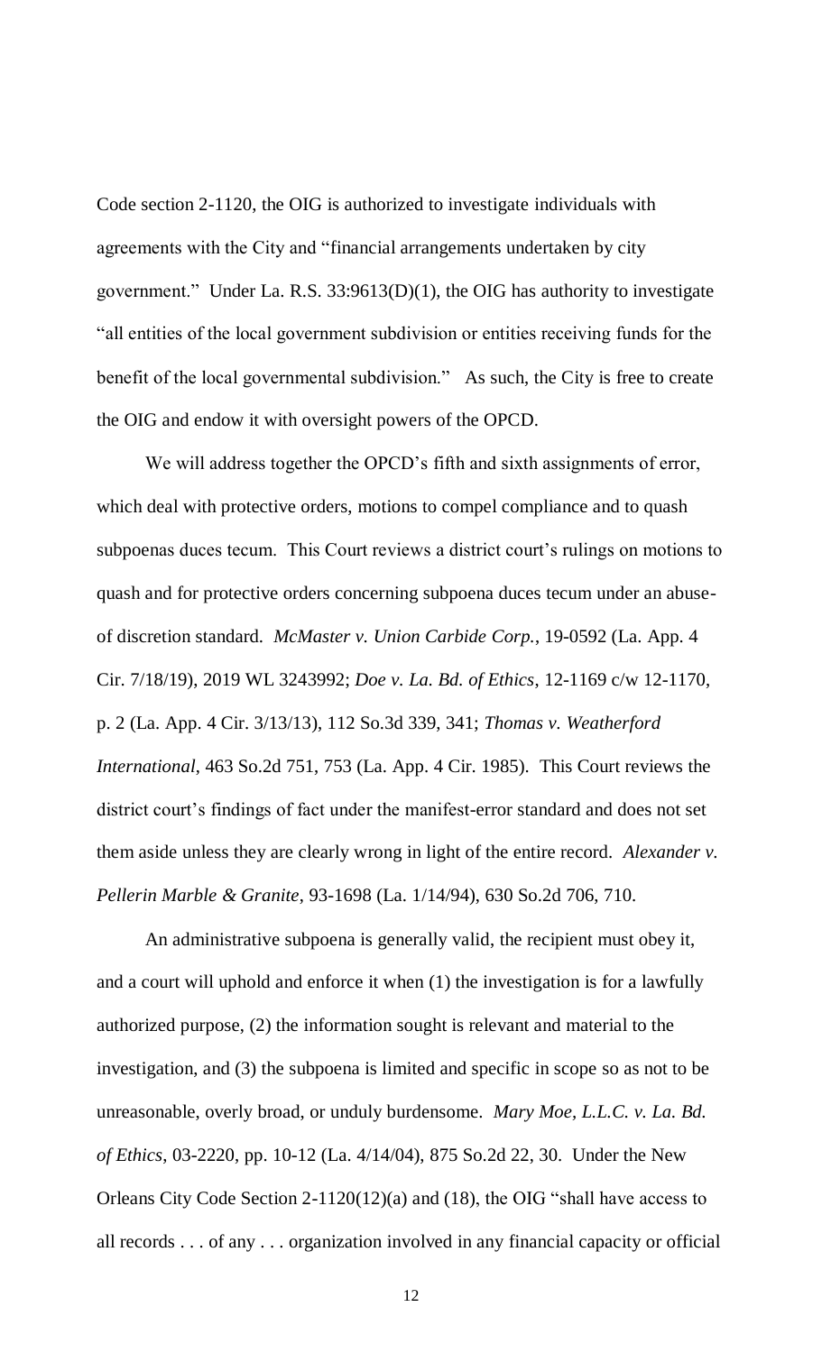Code section 2-1120, the OIG is authorized to investigate individuals with agreements with the City and "financial arrangements undertaken by city government." Under La. R.S. 33:9613(D)(1), the OIG has authority to investigate "all entities of the local government subdivision or entities receiving funds for the benefit of the local governmental subdivision." As such, the City is free to create the OIG and endow it with oversight powers of the OPCD.

We will address together the OPCD's fifth and sixth assignments of error, which deal with protective orders, motions to compel compliance and to quash subpoenas duces tecum. This Court reviews a district court's rulings on motions to quash and for protective orders concerning subpoena duces tecum under an abuse-of discretion standard. *McMaster v. Union Carbide Corp.*, 19-0592 (La. App. 4 Cir. 7/18/19), 2019 WL 3243992; *Doe v. La. Bd. of Ethics*, 12-1169 c/w 12-1170, p. 2 (La. App. 4 Cir. 3/13/13), 112 So.3d 339, 341; *Thomas v. Weatherford International*, 463 So.2d 751, 753 (La. App. 4 Cir. 1985). This Court reviews the district court's findings of fact under the manifest-error standard and does not set them aside unless they are clearly wrong in light of the entire record. *Alexander v. Pellerin Marble & Granite*, 93-1698 (La. 1/14/94), 630 So.2d 706, 710.

An administrative subpoena is generally valid, the recipient must obey it, and a court will uphold and enforce it when (1) the investigation is for a lawfully authorized purpose, (2) the information sought is relevant and material to the investigation, and (3) the subpoena is limited and specific in scope so as not to be unreasonable, overly broad, or unduly burdensome. *Mary Moe, L.L.C. v. La. Bd. of Ethics*, 03-2220, pp. 10-12 (La. 4/14/04), 875 So.2d 22, 30. Under the New Orleans City Code Section 2-1120(12)(a) and (18), the OIG "shall have access to all records . . . of any . . . organization involved in any financial capacity or official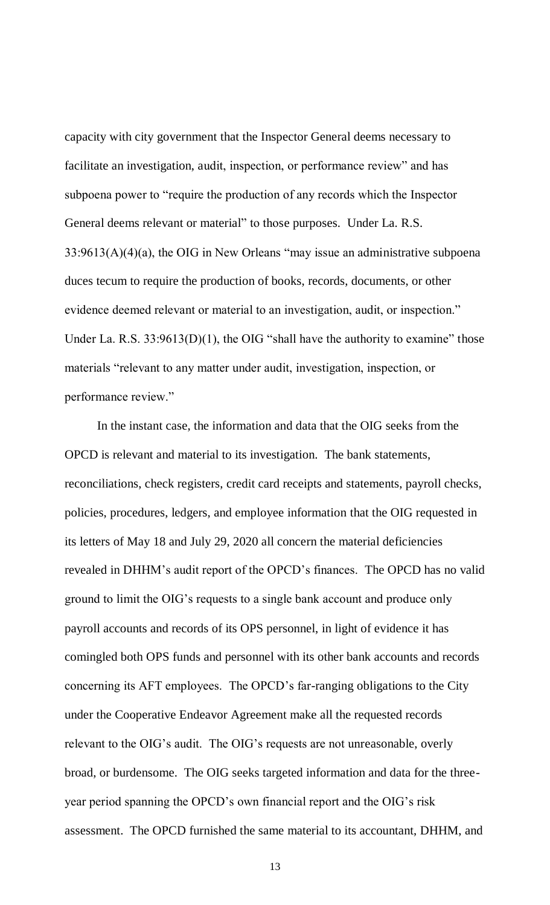capacity with city government that the Inspector General deems necessary to facilitate an investigation, audit, inspection, or performance review" and has subpoena power to "require the production of any records which the Inspector General deems relevant or material" to those purposes. Under La. R.S. 33:9613(A)(4)(a), the OIG in New Orleans "may issue an administrative subpoena duces tecum to require the production of books, records, documents, or other evidence deemed relevant or material to an investigation, audit, or inspection." Under La. R.S. 33:9613(D)(1), the OIG "shall have the authority to examine" those materials "relevant to any matter under audit, investigation, inspection, or performance review."

In the instant case, the information and data that the OIG seeks from the OPCD is relevant and material to its investigation. The bank statements, reconciliations, check registers, credit card receipts and statements, payroll checks, policies, procedures, ledgers, and employee information that the OIG requested in its letters of May 18 and July 29, 2020 all concern the material deficiencies revealed in DHHM's audit report of the OPCD's finances. The OPCD has no valid ground to limit the OIG's requests to a single bank account and produce only payroll accounts and records of its OPS personnel, in light of evidence it has comingled both OPS funds and personnel with its other bank accounts and records concerning its AFT employees. The OPCD's far-ranging obligations to the City under the Cooperative Endeavor Agreement make all the requested records relevant to the OIG's audit. The OIG's requests are not unreasonable, overly broad, or burdensome. The OIG seeks targeted information and data for the three-year period spanning the OPCD's own financial report and the OIG's risk assessment. The OPCD furnished the same material to its accountant, DHHM, and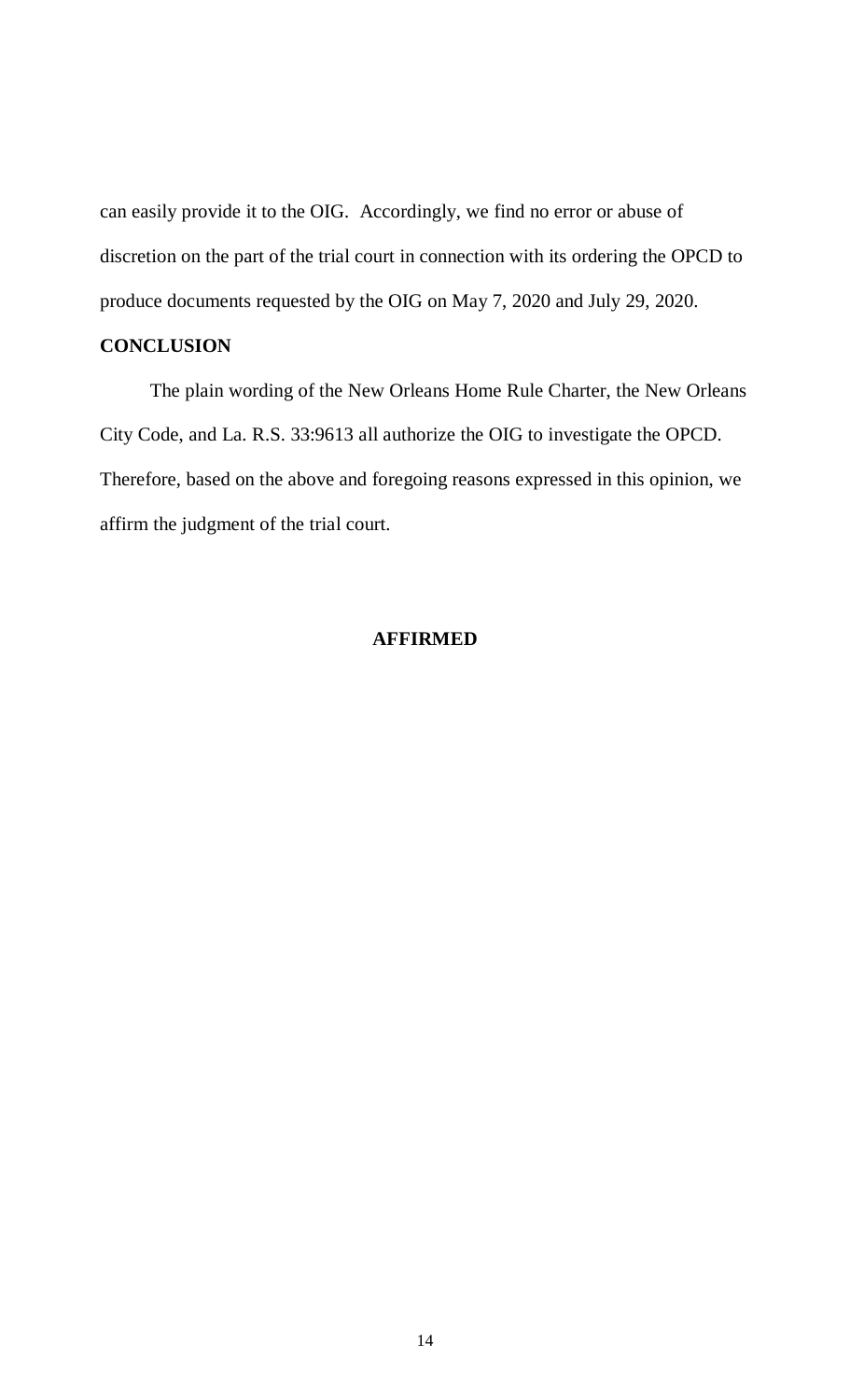can easily provide it to the OIG. Accordingly, we find no error or abuse of discretion on the part of the trial court in connection with its ordering the OPCD to produce documents requested by the OIG on May 7, 2020 and July 29, 2020.

**CONCLUSION**

The plain wording of the New Orleans Home Rule Charter, the New Orleans City Code, and La. R.S. 33:9613 all authorize the OIG to investigate the OPCD. Therefore, based on the above and foregoing reasons expressed in this opinion, we affirm the judgment of the trial court.

**AFFIRMED**